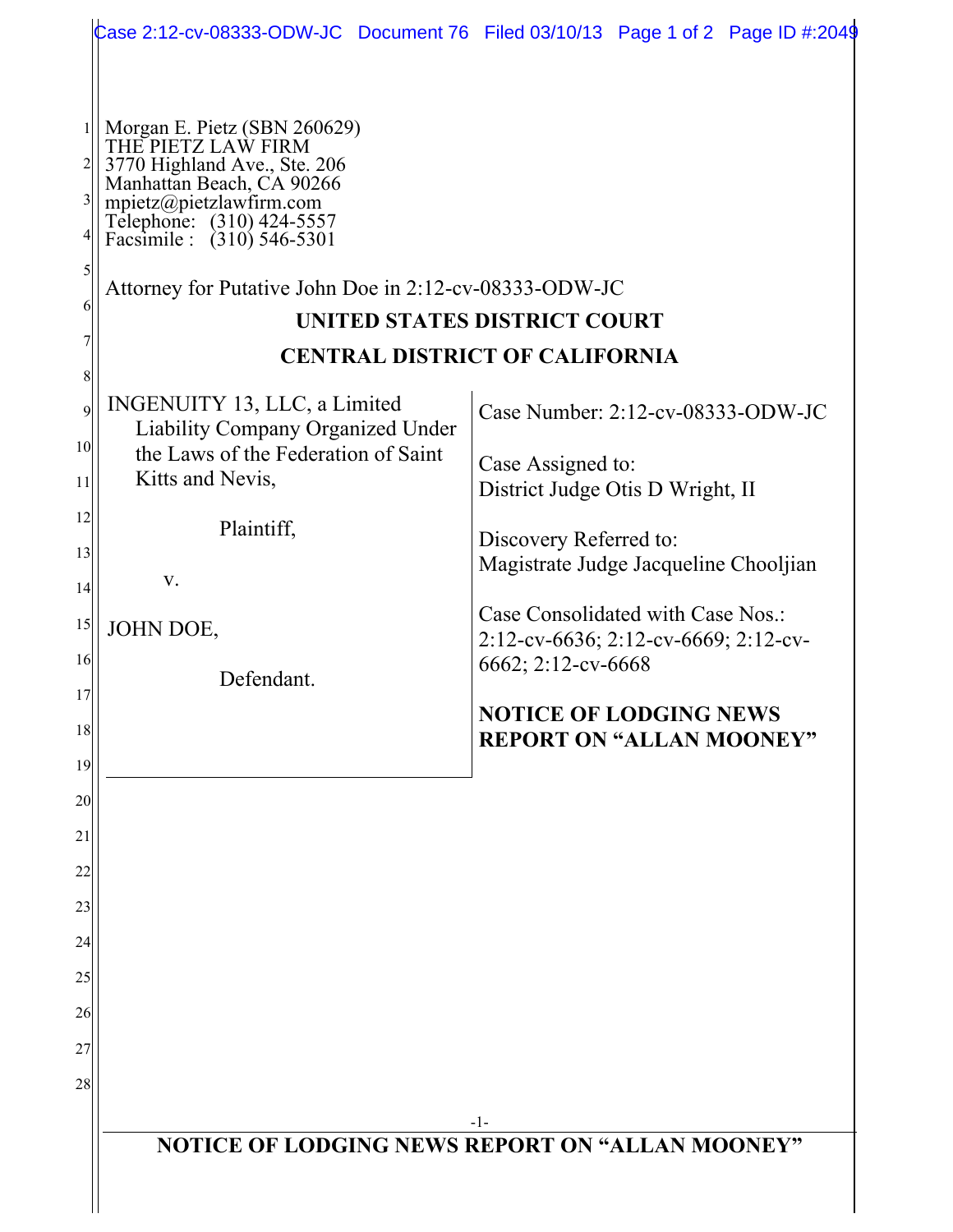Morgan E. Pietz (SBN 260629)
THE PIETZ LAW FIRM
3770 Highland Ave., Ste. 206
Manhattan Beach, CA 90266
mpietz@pietzlawfirm.com
Telephone: (310) 424-5557
Facsimile : (310) 546-5301

Attorney for Putative John Doe in 2:12-cv-08333-ODW-JC

**UNITED STATES DISTRICT COURT**

**CENTRAL DISTRICT OF CALIFORNIA**

INGENUITY 13, LLC, a Limited Liability Company Organized Under the Laws of the Federation of Saint Kitts and Nevis,

Plaintiff,

v.

JOHN DOE,

Defendant.

Case Number: 2:12-cv-08333-ODW-JC

Case Assigned to:
District Judge Otis D Wright, II

Discovery Referred to:
Magistrate Judge Jacqueline Chooljian

Case Consolidated with Case Nos.:
2:12-cv-6636; 2:12-cv-6669; 2:12-cv-6662; 2:12-cv-6668

**NOTICE OF LODGING NEWS REPORT ON "ALLAN MOONEY"**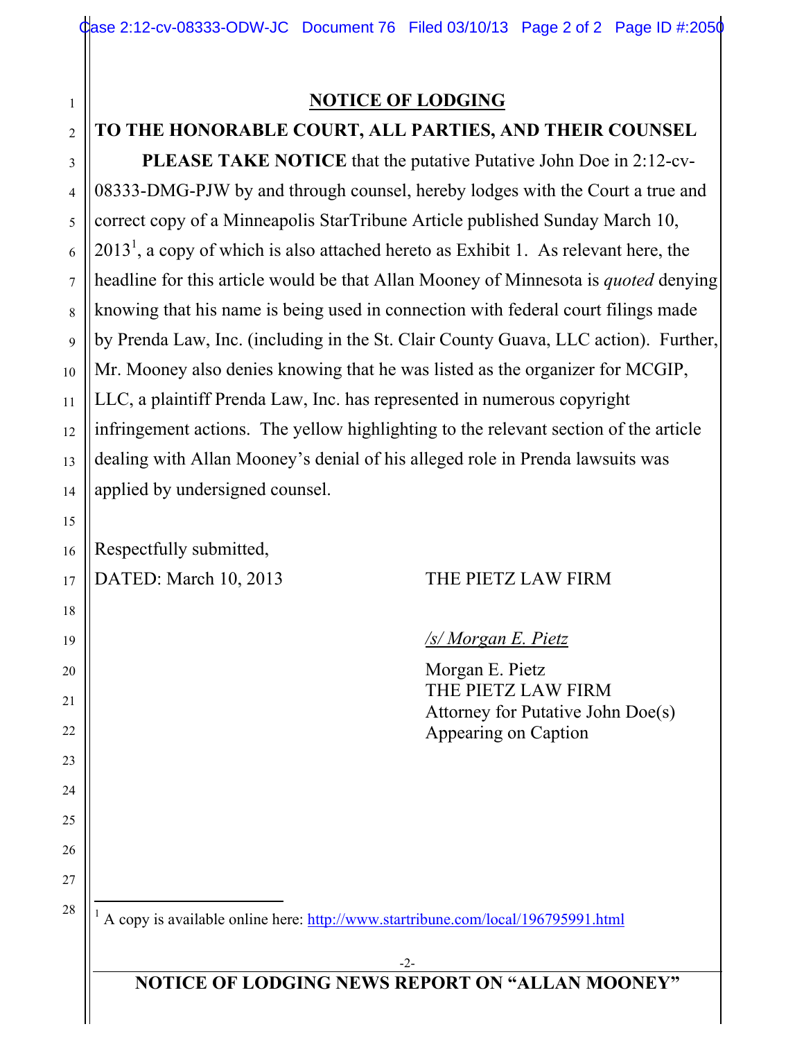# NOTICE OF LODGING

**TO THE HONORABLE COURT, ALL PARTIES, AND THEIR COUNSEL**

**PLEASE TAKE NOTICE** that the putative Putative John Doe in 2:12-cv-08333-DMG-PJW by and through counsel, hereby lodges with the Court a true and correct copy of a Minneapolis StarTribune Article published Sunday March 10, 2013[1], a copy of which is also attached hereto as Exhibit 1. As relevant here, the headline for this article would be that Allan Mooney of Minnesota is *quoted* denying knowing that his name is being used in connection with federal court filings made by Prenda Law, Inc. (including in the St. Clair County Guava, LLC action). Further, Mr. Mooney also denies knowing that he was listed as the organizer for MCGIP, LLC, a plaintiff Prenda Law, Inc. has represented in numerous copyright infringement actions. The yellow highlighting to the relevant section of the article dealing with Allan Mooney's denial of his alleged role in Prenda lawsuits was applied by undersigned counsel.

Respectfully submitted,

DATED: March 10, 2013

THE PIETZ LAW FIRM

*/s/ Morgan E. Pietz*

Morgan E. Pietz
THE PIETZ LAW FIRM
Attorney for Putative John Doe(s)
Appearing on Caption

[1] A copy is available online here: http://www.startribune.com/local/196795991.html

NOTICE OF LODGING NEWS REPORT ON "ALLAN MOONEY"